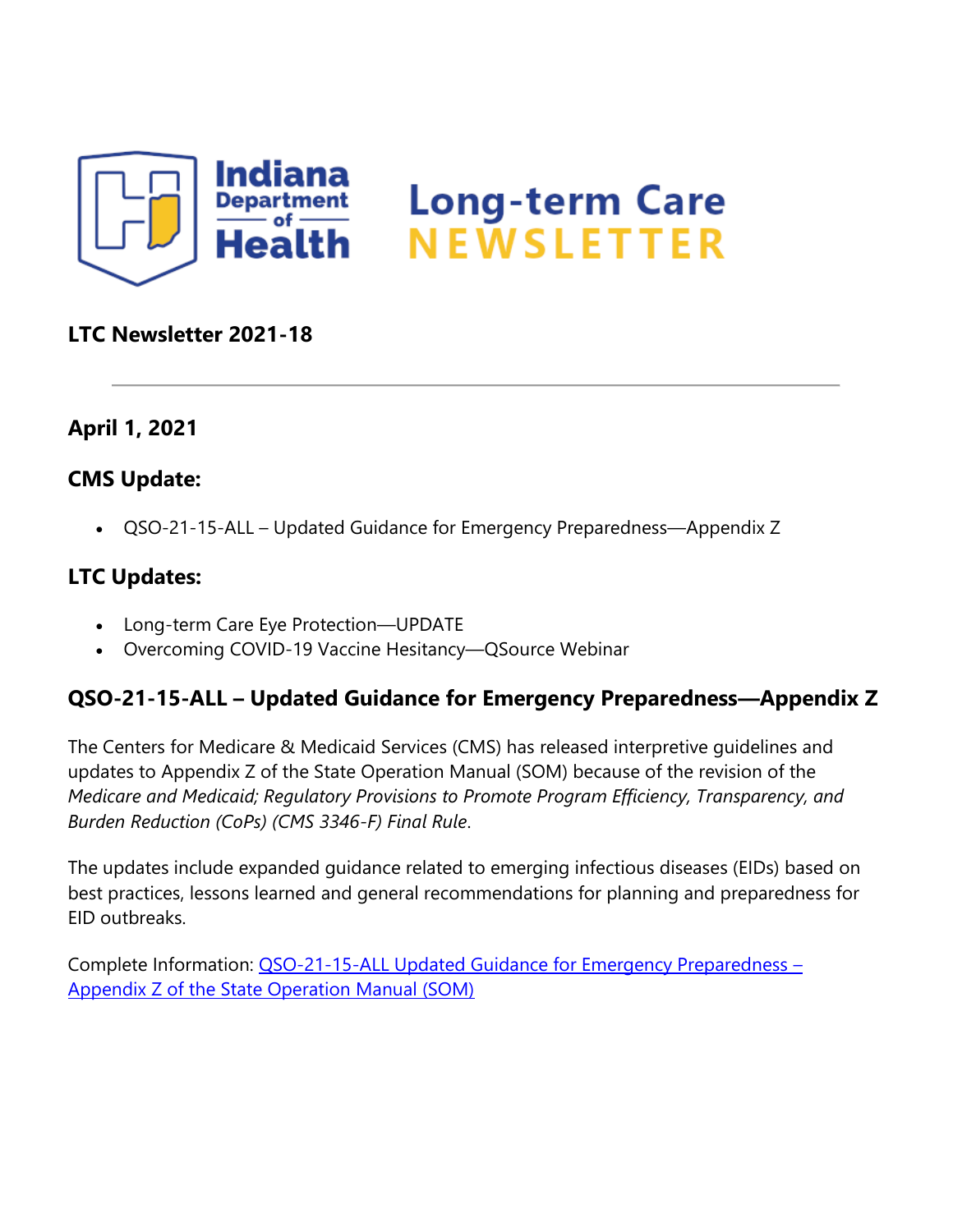Indiana Department of Health

# Long-term Care NEWSLETTER

**LTC Newsletter 2021-18**

---

## April 1, 2021

### CMS Update:

- QSO-21-15-ALL – Updated Guidance for Emergency Preparedness—Appendix Z

### LTC Updates:

- Long-term Care Eye Protection—UPDATE
- Overcoming COVID-19 Vaccine Hesitancy—QSource Webinar

### QSO-21-15-ALL – Updated Guidance for Emergency Preparedness—Appendix Z

The Centers for Medicare & Medicaid Services (CMS) has released interpretive guidelines and updates to Appendix Z of the State Operation Manual (SOM) because of the revision of the *Medicare and Medicaid; Regulatory Provisions to Promote Program Efficiency, Transparency, and Burden Reduction (CoPs) (CMS 3346-F) Final Rule*.

The updates include expanded guidance related to emerging infectious diseases (EIDs) based on best practices, lessons learned and general recommendations for planning and preparedness for EID outbreaks.

Complete Information: QSO-21-15-ALL Updated Guidance for Emergency Preparedness – Appendix Z of the State Operation Manual (SOM)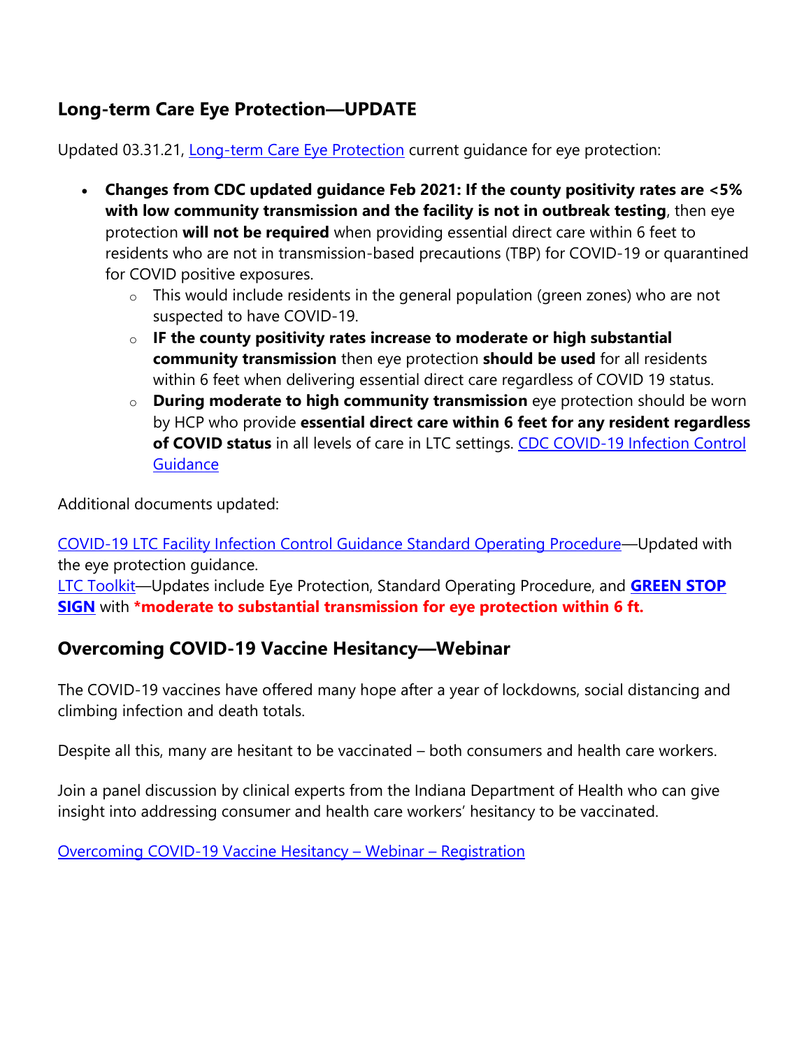## Long-term Care Eye Protection—UPDATE

Updated 03.31.21, Long-term Care Eye Protection current guidance for eye protection:

- **Changes from CDC updated guidance Feb 2021: If the county positivity rates are <5% with low community transmission and the facility is not in outbreak testing**, then eye protection **will not be required** when providing essential direct care within 6 feet to residents who are not in transmission-based precautions (TBP) for COVID-19 or quarantined for COVID positive exposures.
  - This would include residents in the general population (green zones) who are not suspected to have COVID-19.
  - **IF the county positivity rates increase to moderate or high substantial community transmission** then eye protection **should be used** for all residents within 6 feet when delivering essential direct care regardless of COVID 19 status.
  - **During moderate to high community transmission** eye protection should be worn by HCP who provide **essential direct care within 6 feet for any resident regardless of COVID status** in all levels of care in LTC settings. CDC COVID-19 Infection Control Guidance

Additional documents updated:

COVID-19 LTC Facility Infection Control Guidance Standard Operating Procedure—Updated with the eye protection guidance.
LTC Toolkit—Updates include Eye Protection, Standard Operating Procedure, and **GREEN STOP SIGN** with ***moderate to substantial transmission for eye protection within 6 ft.**

## Overcoming COVID-19 Vaccine Hesitancy—Webinar

The COVID-19 vaccines have offered many hope after a year of lockdowns, social distancing and climbing infection and death totals.

Despite all this, many are hesitant to be vaccinated – both consumers and health care workers.

Join a panel discussion by clinical experts from the Indiana Department of Health who can give insight into addressing consumer and health care workers' hesitancy to be vaccinated.

Overcoming COVID-19 Vaccine Hesitancy – Webinar – Registration